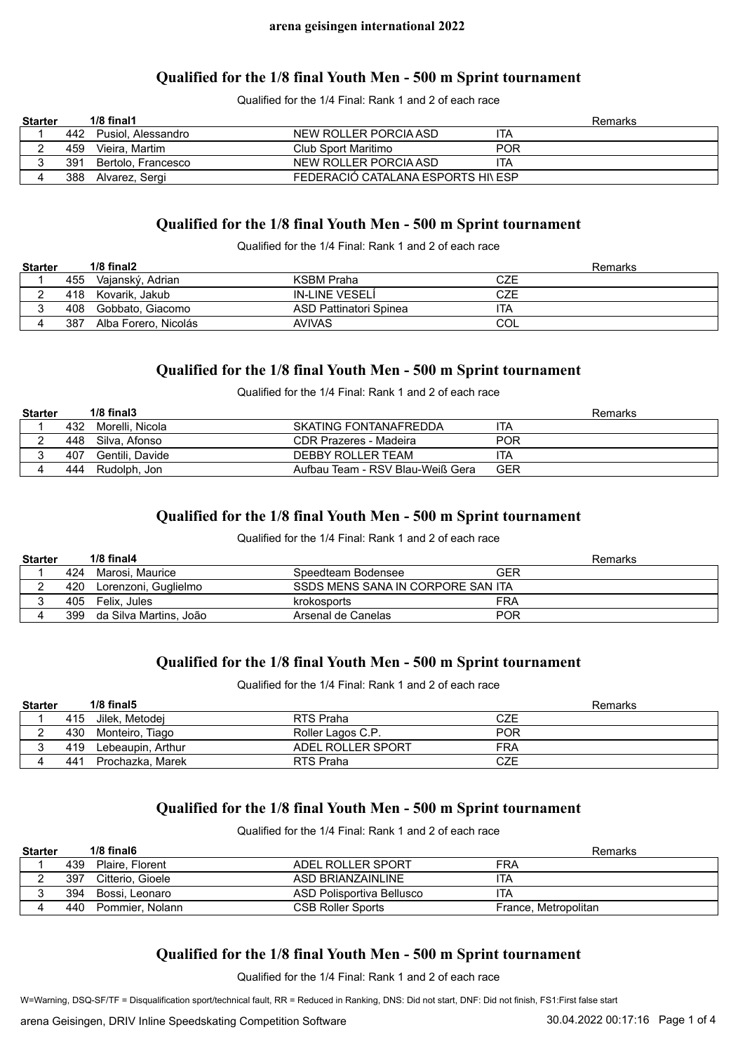**arena geisingen international 2022**

## Qualified for the 1/8 final Youth Men - 500 m Sprint tournament

Qualified for the 1/4 Final: Rank 1 and 2 of each race

| Starter | | 1/8 final1 | | | Remarks |
|---|---|---|---|---|---|
| 1 | 442 | Pusiol, Alessandro | NEW ROLLER PORCIA ASD | ITA | |
| 2 | 459 | Vieira, Martim | Club Sport Maritimo | POR | |
| 3 | 391 | Bertolo, Francesco | NEW ROLLER PORCIA ASD | ITA | |
| 4 | 388 | Alvarez, Sergi | FEDERACIÓ CATALANA ESPORTS HI\ | ESP | |

## Qualified for the 1/8 final Youth Men - 500 m Sprint tournament

Qualified for the 1/4 Final: Rank 1 and 2 of each race

| Starter | | 1/8 final2 | | | Remarks |
|---|---|---|---|---|---|
| 1 | 455 | Vajanský, Adrian | KSBM Praha | CZE | |
| 2 | 418 | Kovarik, Jakub | IN-LINE VESELÍ | CZE | |
| 3 | 408 | Gobbato, Giacomo | ASD Pattinatori Spinea | ITA | |
| 4 | 387 | Alba Forero, Nicolás | AVIVAS | COL | |

## Qualified for the 1/8 final Youth Men - 500 m Sprint tournament

Qualified for the 1/4 Final: Rank 1 and 2 of each race

| Starter | | 1/8 final3 | | | Remarks |
|---|---|---|---|---|---|
| 1 | 432 | Morelli, Nicola | SKATING FONTANAFREDDA | ITA | |
| 2 | 448 | Silva, Afonso | CDR Prazeres - Madeira | POR | |
| 3 | 407 | Gentili, Davide | DEBBY ROLLER TEAM | ITA | |
| 4 | 444 | Rudolph, Jon | Aufbau Team - RSV Blau-Weiß Gera | GER | |

## Qualified for the 1/8 final Youth Men - 500 m Sprint tournament

Qualified for the 1/4 Final: Rank 1 and 2 of each race

| Starter | | 1/8 final4 | | | Remarks |
|---|---|---|---|---|---|
| 1 | 424 | Marosi, Maurice | Speedteam Bodensee | GER | |
| 2 | 420 | Lorenzoni, Guglielmo | SSDS MENS SANA IN CORPORE SAN | ITA | |
| 3 | 405 | Felix, Jules | krokosports | FRA | |
| 4 | 399 | da Silva Martins, João | Arsenal de Canelas | POR | |

## Qualified for the 1/8 final Youth Men - 500 m Sprint tournament

Qualified for the 1/4 Final: Rank 1 and 2 of each race

| Starter | | 1/8 final5 | | | Remarks |
|---|---|---|---|---|---|
| 1 | 415 | Jilek, Metodej | RTS Praha | CZE | |
| 2 | 430 | Monteiro, Tiago | Roller Lagos C.P. | POR | |
| 3 | 419 | Lebeaupin, Arthur | ADEL ROLLER SPORT | FRA | |
| 4 | 441 | Prochazka, Marek | RTS Praha | CZE | |

## Qualified for the 1/8 final Youth Men - 500 m Sprint tournament

Qualified for the 1/4 Final: Rank 1 and 2 of each race

| Starter | | 1/8 final6 | | | Remarks |
|---|---|---|---|---|---|
| 1 | 439 | Plaire, Florent | ADEL ROLLER SPORT | FRA | |
| 2 | 397 | Citterio, Gioele | ASD BRIANZAINLINE | ITA | |
| 3 | 394 | Bossi, Leonaro | ASD Polisportiva Bellusco | ITA | |
| 4 | 440 | Pommier, Nolann | CSB Roller Sports | France, Metropolitan | |

## Qualified for the 1/8 final Youth Men - 500 m Sprint tournament

Qualified for the 1/4 Final: Rank 1 and 2 of each race

W=Warning, DSQ-SF/TF = Disqualification sport/technical fault, RR = Reduced in Ranking, DNS: Did not start, DNF: Did not finish, FS1:First false start

arena Geisingen, DRIV Inline Speedskating Competition Software 30.04.2022 00:17:16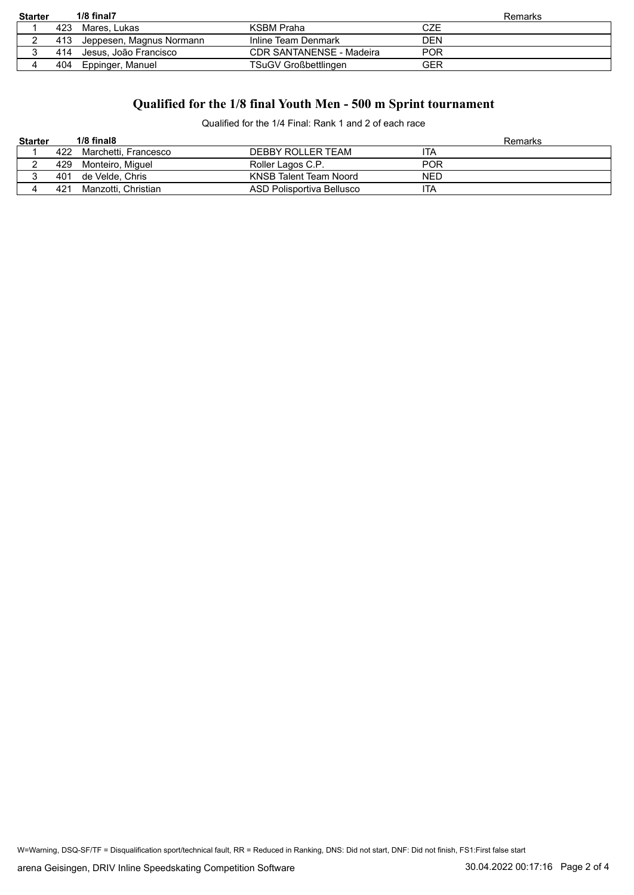| Starter | | 1/8 final7 | | | Remarks |
|---|---|---|---|---|---|
| 1 | 423 | Mares, Lukas | KSBM Praha | CZE | |
| 2 | 413 | Jeppesen, Magnus Normann | Inline Team Denmark | DEN | |
| 3 | 414 | Jesus, João Francisco | CDR SANTANENSE - Madeira | POR | |
| 4 | 404 | Eppinger, Manuel | TSuGV Großbettlingen | GER | |

## Qualified for the 1/8 final Youth Men - 500 m Sprint tournament

Qualified for the 1/4 Final: Rank 1 and 2 of each race

| Starter | | 1/8 final8 | | | Remarks |
|---|---|---|---|---|---|
| 1 | 422 | Marchetti, Francesco | DEBBY ROLLER TEAM | ITA | |
| 2 | 429 | Monteiro, Miguel | Roller Lagos C.P. | POR | |
| 3 | 401 | de Velde, Chris | KNSB Talent Team Noord | NED | |
| 4 | 421 | Manzotti, Christian | ASD Polisportiva Bellusco | ITA | |

W=Warning, DSQ-SF/TF = Disqualification sport/technical fault, RR = Reduced in Ranking, DNS: Did not start, DNF: Did not finish, FS1:First false start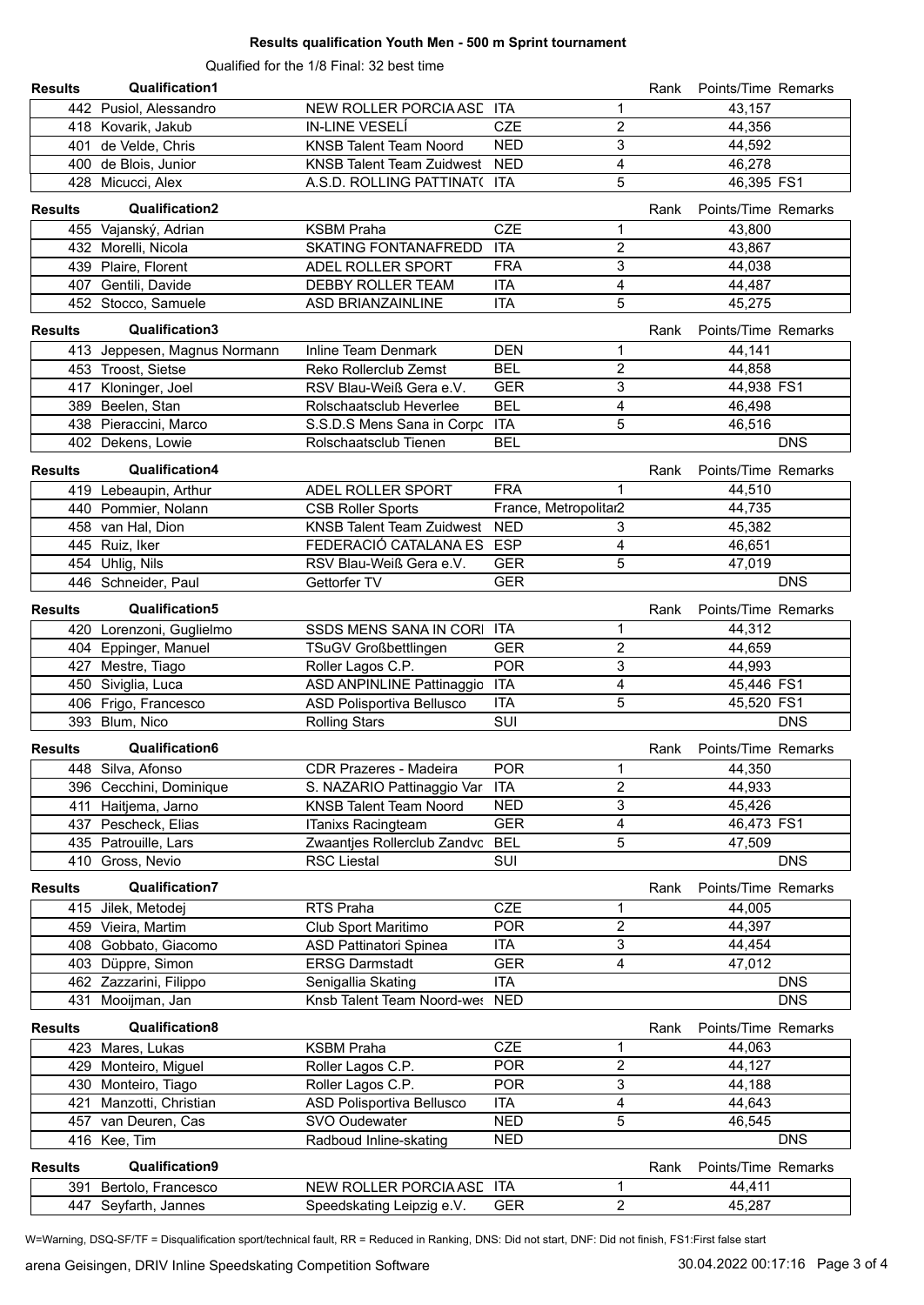## Results qualification Youth Men - 500 m Sprint tournament

Qualified for the 1/8 Final: 32 best time

### Results Qualification1

| No. | Name | Club | Nation | Rank | Points/Time | Remarks |
|---|---|---|---|---|---|---|
| 442 | Pusiol, Alessandro | NEW ROLLER PORCIA ASD | ITA | 1 | 43,157 | |
| 418 | Kovarik, Jakub | IN-LINE VESELÍ | CZE | 2 | 44,356 | |
| 401 | de Velde, Chris | KNSB Talent Team Noord | NED | 3 | 44,592 | |
| 400 | de Blois, Junior | KNSB Talent Team Zuidwest | NED | 4 | 46,278 | |
| 428 | Micucci, Alex | A.S.D. ROLLING PATTINATO | ITA | 5 | 46,395 | FS1 |

### Results Qualification2

| No. | Name | Club | Nation | Rank | Points/Time | Remarks |
|---|---|---|---|---|---|---|
| 455 | Vajanský, Adrian | KSBM Praha | CZE | 1 | 43,800 | |
| 432 | Morelli, Nicola | SKATING FONTANAFREDD | ITA | 2 | 43,867 | |
| 439 | Plaire, Florent | ADEL ROLLER SPORT | FRA | 3 | 44,038 | |
| 407 | Gentili, Davide | DEBBY ROLLER TEAM | ITA | 4 | 44,487 | |
| 452 | Stocco, Samuele | ASD BRIANZAINLINE | ITA | 5 | 45,275 | |

### Results Qualification3

| No. | Name | Club | Nation | Rank | Points/Time | Remarks |
|---|---|---|---|---|---|---|
| 413 | Jeppesen, Magnus Normann | Inline Team Denmark | DEN | 1 | 44,141 | |
| 453 | Troost, Sietse | Reko Rollerclub Zemst | BEL | 2 | 44,858 | |
| 417 | Kloninger, Joel | RSV Blau-Weiß Gera e.V. | GER | 3 | 44,938 | FS1 |
| 389 | Beelen, Stan | Rolschaatsclub Heverlee | BEL | 4 | 46,498 | |
| 438 | Pieraccini, Marco | S.S.D.S Mens Sana in Corpo | ITA | 5 | 46,516 | |
| 402 | Dekens, Lowie | Rolschaatsclub Tienen | BEL | | | DNS |

### Results Qualification4

| No. | Name | Club | Nation | Rank | Points/Time | Remarks |
|---|---|---|---|---|---|---|
| 419 | Lebeaupin, Arthur | ADEL ROLLER SPORT | FRA | 1 | 44,510 | |
| 440 | Pommier, Nolann | CSB Roller Sports | France, Metropolitan | 2 | 44,735 | |
| 458 | van Hal, Dion | KNSB Talent Team Zuidwest | NED | 3 | 45,382 | |
| 445 | Ruiz, Iker | FEDERACIÓ CATALANA ES | ESP | 4 | 46,651 | |
| 454 | Uhlig, Nils | RSV Blau-Weiß Gera e.V. | GER | 5 | 47,019 | |
| 446 | Schneider, Paul | Gettorfer TV | GER | | | DNS |

### Results Qualification5

| No. | Name | Club | Nation | Rank | Points/Time | Remarks |
|---|---|---|---|---|---|---|
| 420 | Lorenzoni, Guglielmo | SSDS MENS SANA IN CORI | ITA | 1 | 44,312 | |
| 404 | Eppinger, Manuel | TSuGV Großbettlingen | GER | 2 | 44,659 | |
| 427 | Mestre, Tiago | Roller Lagos C.P. | POR | 3 | 44,993 | |
| 450 | Siviglia, Luca | ASD ANPINLINE Pattinaggio | ITA | 4 | 45,446 | FS1 |
| 406 | Frigo, Francesco | ASD Polisportiva Bellusco | ITA | 5 | 45,520 | FS1 |
| 393 | Blum, Nico | Rolling Stars | SUI | | | DNS |

### Results Qualification6

| No. | Name | Club | Nation | Rank | Points/Time | Remarks |
|---|---|---|---|---|---|---|
| 448 | Silva, Afonso | CDR Prazeres - Madeira | POR | 1 | 44,350 | |
| 396 | Cecchini, Dominique | S. NAZARIO Pattinaggio Var | ITA | 2 | 44,933 | |
| 411 | Haitjema, Jarno | KNSB Talent Team Noord | NED | 3 | 45,426 | |
| 437 | Pescheck, Elias | ITanixs Racingteam | GER | 4 | 46,473 | FS1 |
| 435 | Patrouille, Lars | Zwaantjes Rollerclub Zandvo | BEL | 5 | 47,509 | |
| 410 | Gross, Nevio | RSC Liestal | SUI | | | DNS |

### Results Qualification7

| No. | Name | Club | Nation | Rank | Points/Time | Remarks |
|---|---|---|---|---|---|---|
| 415 | Jilek, Metodej | RTS Praha | CZE | 1 | 44,005 | |
| 459 | Vieira, Martim | Club Sport Maritimo | POR | 2 | 44,397 | |
| 408 | Gobbato, Giacomo | ASD Pattinatori Spinea | ITA | 3 | 44,454 | |
| 403 | Düppre, Simon | ERSG Darmstadt | GER | 4 | 47,012 | |
| 462 | Zazzarini, Filippo | Senigallia Skating | ITA | | | DNS |
| 431 | Mooijman, Jan | Knsb Talent Team Noord-wes | NED | | | DNS |

### Results Qualification8

| No. | Name | Club | Nation | Rank | Points/Time | Remarks |
|---|---|---|---|---|---|---|
| 423 | Mares, Lukas | KSBM Praha | CZE | 1 | 44,063 | |
| 429 | Monteiro, Miguel | Roller Lagos C.P. | POR | 2 | 44,127 | |
| 430 | Monteiro, Tiago | Roller Lagos C.P. | POR | 3 | 44,188 | |
| 421 | Manzotti, Christian | ASD Polisportiva Bellusco | ITA | 4 | 44,643 | |
| 457 | van Deuren, Cas | SVO Oudewater | NED | 5 | 46,545 | |
| 416 | Kee, Tim | Radboud Inline-skating | NED | | | DNS |

### Results Qualification9

| No. | Name | Club | Nation | Rank | Points/Time | Remarks |
|---|---|---|---|---|---|---|
| 391 | Bertolo, Francesco | NEW ROLLER PORCIA ASD | ITA | 1 | 44,411 | |
| 447 | Seyfarth, Jannes | Speedskating Leipzig e.V. | GER | 2 | 45,287 | |

W=Warning, DSQ-SF/TF = Disqualification sport/technical fault, RR = Reduced in Ranking, DNS: Did not start, DNF: Did not finish, FS1:First false start

arena Geisingen, DRIV Inline Speedskating Competition Software 30.04.2022 00:17:16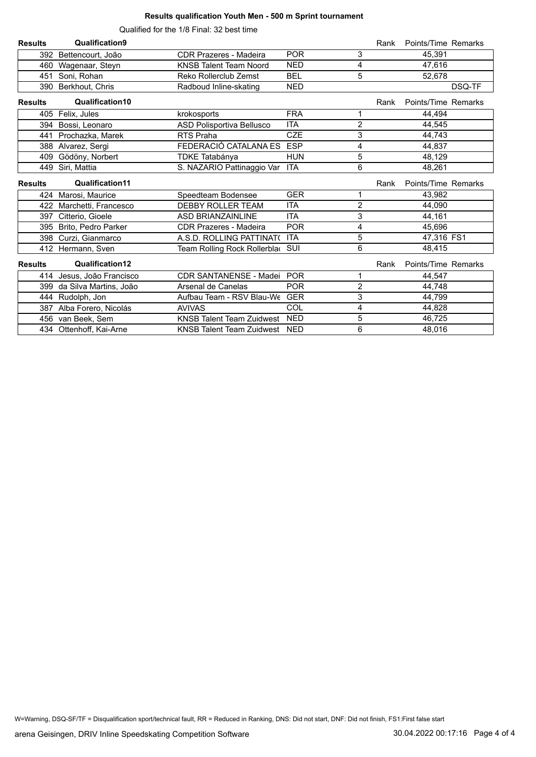# Results qualification Youth Men - 500 m Sprint tournament

Qualified for the 1/8 Final: 32 best time

**Results — Qualification9**

| | | | | Rank | Points/Time | Remarks |
|---|---|---|---|---|---|---|
| 392 | Bettencourt, João | CDR Prazeres - Madeira | POR | 3 | 45,391 | |
| 460 | Wagenaar, Steyn | KNSB Talent Team Noord | NED | 4 | 47,616 | |
| 451 | Soni, Rohan | Reko Rollerclub Zemst | BEL | 5 | 52,678 | |
| 390 | Berkhout, Chris | Radboud Inline-skating | NED | | | DSQ-TF |

**Results — Qualification10**

| | | | | Rank | Points/Time | Remarks |
|---|---|---|---|---|---|---|
| 405 | Felix, Jules | krokosports | FRA | 1 | 44,494 | |
| 394 | Bossi, Leonaro | ASD Polisportiva Bellusco | ITA | 2 | 44,545 | |
| 441 | Prochazka, Marek | RTS Praha | CZE | 3 | 44,743 | |
| 388 | Alvarez, Sergi | FEDERACIÓ CATALANA ES | ESP | 4 | 44,837 | |
| 409 | Gödöny, Norbert | TDKE Tatabánya | HUN | 5 | 48,129 | |
| 449 | Siri, Mattia | S. NAZARIO Pattinaggio Var | ITA | 6 | 48,261 | |

**Results — Qualification11**

| | | | | Rank | Points/Time | Remarks |
|---|---|---|---|---|---|---|
| 424 | Marosi, Maurice | Speedteam Bodensee | GER | 1 | 43,982 | |
| 422 | Marchetti, Francesco | DEBBY ROLLER TEAM | ITA | 2 | 44,090 | |
| 397 | Citterio, Gioele | ASD BRIANZAINLINE | ITA | 3 | 44,161 | |
| 395 | Brito, Pedro Parker | CDR Prazeres - Madeira | POR | 4 | 45,696 | |
| 398 | Curzi, Gianmarco | A.S.D. ROLLING PATTINAT( | ITA | 5 | 47,316 | FS1 |
| 412 | Hermann, Sven | Team Rolling Rock Rollerbla( | SUI | 6 | 48,415 | |

**Results — Qualification12**

| | | | | Rank | Points/Time | Remarks |
|---|---|---|---|---|---|---|
| 414 | Jesus, João Francisco | CDR SANTANENSE - Madei | POR | 1 | 44,547 | |
| 399 | da Silva Martins, João | Arsenal de Canelas | POR | 2 | 44,748 | |
| 444 | Rudolph, Jon | Aufbau Team - RSV Blau-We | GER | 3 | 44,799 | |
| 387 | Alba Forero, Nicolás | AVIVAS | COL | 4 | 44,828 | |
| 456 | van Beek, Sem | KNSB Talent Team Zuidwest | NED | 5 | 46,725 | |
| 434 | Ottenhoff, Kai-Arne | KNSB Talent Team Zuidwest | NED | 6 | 48,016 | |

W=Warning, DSQ-SF/TF = Disqualification sport/technical fault, RR = Reduced in Ranking, DNS: Did not start, DNF: Did not finish, FS1:First false start

arena Geisingen, DRIV Inline Speedskating Competition Software — 30.04.2022 00:17:16